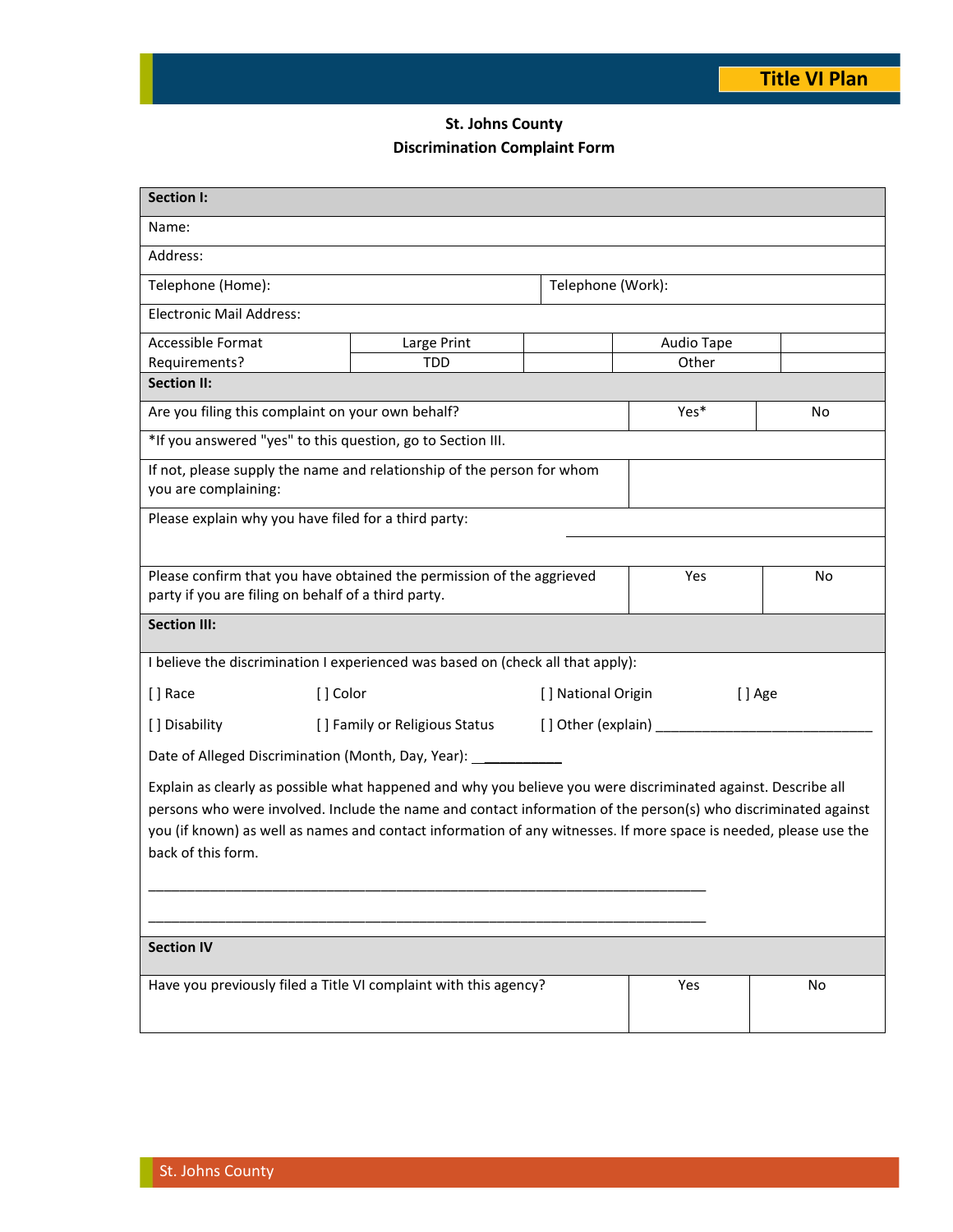## St. Johns County
## Discrimination Complaint Form

| **Section I:** | | | | |
|---|---|---|---|---|
| Name: | | | | |
| Address: | | | | |
| Telephone (Home): | | Telephone (Work): | | |
| Electronic Mail Address: | | | | |
| Accessible Format Requirements? | Large Print | | Audio Tape | |
| | TDD | | Other | |

| **Section II:** | | |
|---|---|---|
| Are you filing this complaint on your own behalf? | Yes* | No |
| *If you answered "yes" to this question, go to Section III. | | |
| If not, please supply the name and relationship of the person for whom you are complaining: | | |
| Please explain why you have filed for a third party: | | |
| Please confirm that you have obtained the permission of the aggrieved party if you are filing on behalf of a third party. | Yes | No |

**Section III:**

I believe the discrimination I experienced was based on (check all that apply):

[ ] Race [ ] Color [ ] National Origin [ ] Age

[ ] Disability [ ] Family or Religious Status [ ] Other (explain) ____________________________

Date of Alleged Discrimination (Month, Day, Year): ___________

Explain as clearly as possible what happened and why you believe you were discriminated against. Describe all persons who were involved. Include the name and contact information of the person(s) who discriminated against you (if known) as well as names and contact information of any witnesses. If more space is needed, please use the back of this form.

________________________________________________________________________

________________________________________________________________________

| **Section IV** | | |
|---|---|---|
| Have you previously filed a Title VI complaint with this agency? | Yes | No |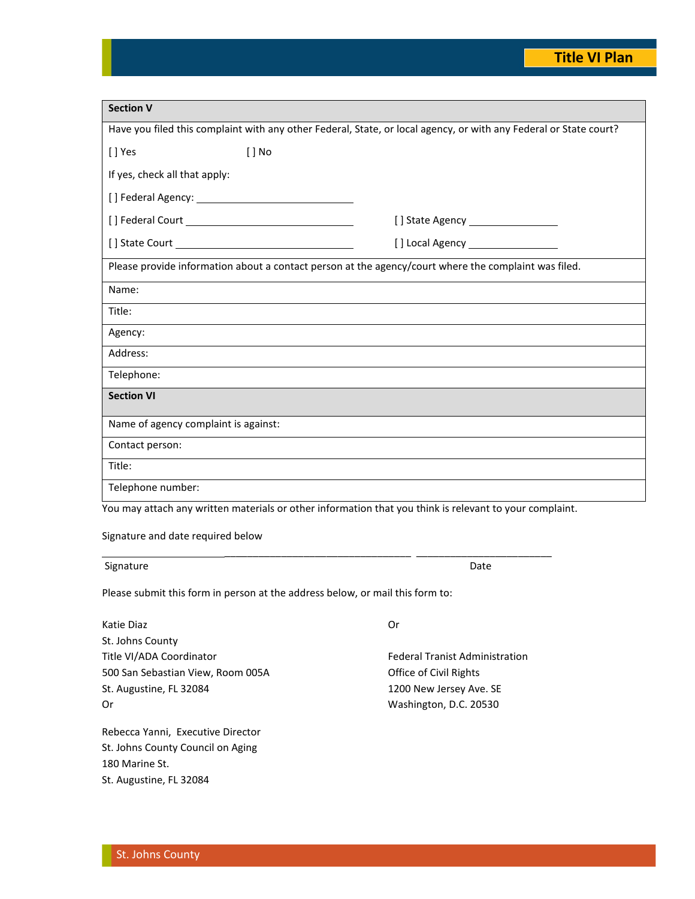| Section V | |
|---|---|
| Have you filed this complaint with any other Federal, State, or local agency, or with any Federal or State court? | |
| [ ] Yes [ ] No | |
| If yes, check all that apply: | |
| [ ] Federal Agency: ___________________________ | |
| [ ] Federal Court ___________________________ | [ ] State Agency _______________ |
| [ ] State Court _____________________________ | [ ] Local Agency _______________ |
| Please provide information about a contact person at the agency/court where the complaint was filed. | |
| Name: | |
| Title: | |
| Agency: | |
| Address: | |
| Telephone: | |

| Section VI |
|---|
| Name of agency complaint is against: |
| Contact person: |
| Title: |
| Telephone number: |

You may attach any written materials or other information that you think is relevant to your complaint.

Signature and date required below

_______________________________________________________ ________________________

Signature Date

Please submit this form in person at the address below, or mail this form to:

Katie Diaz
St. Johns County
Title VI/ADA Coordinator
500 San Sebastian View, Room 005A
St. Augustine, FL 32084
Or

Rebecca Yanni, Executive Director
St. Johns County Council on Aging
180 Marine St.
St. Augustine, FL 32084

Or

Federal Tranist Administration
Office of Civil Rights
1200 New Jersey Ave. SE
Washington, D.C. 20530